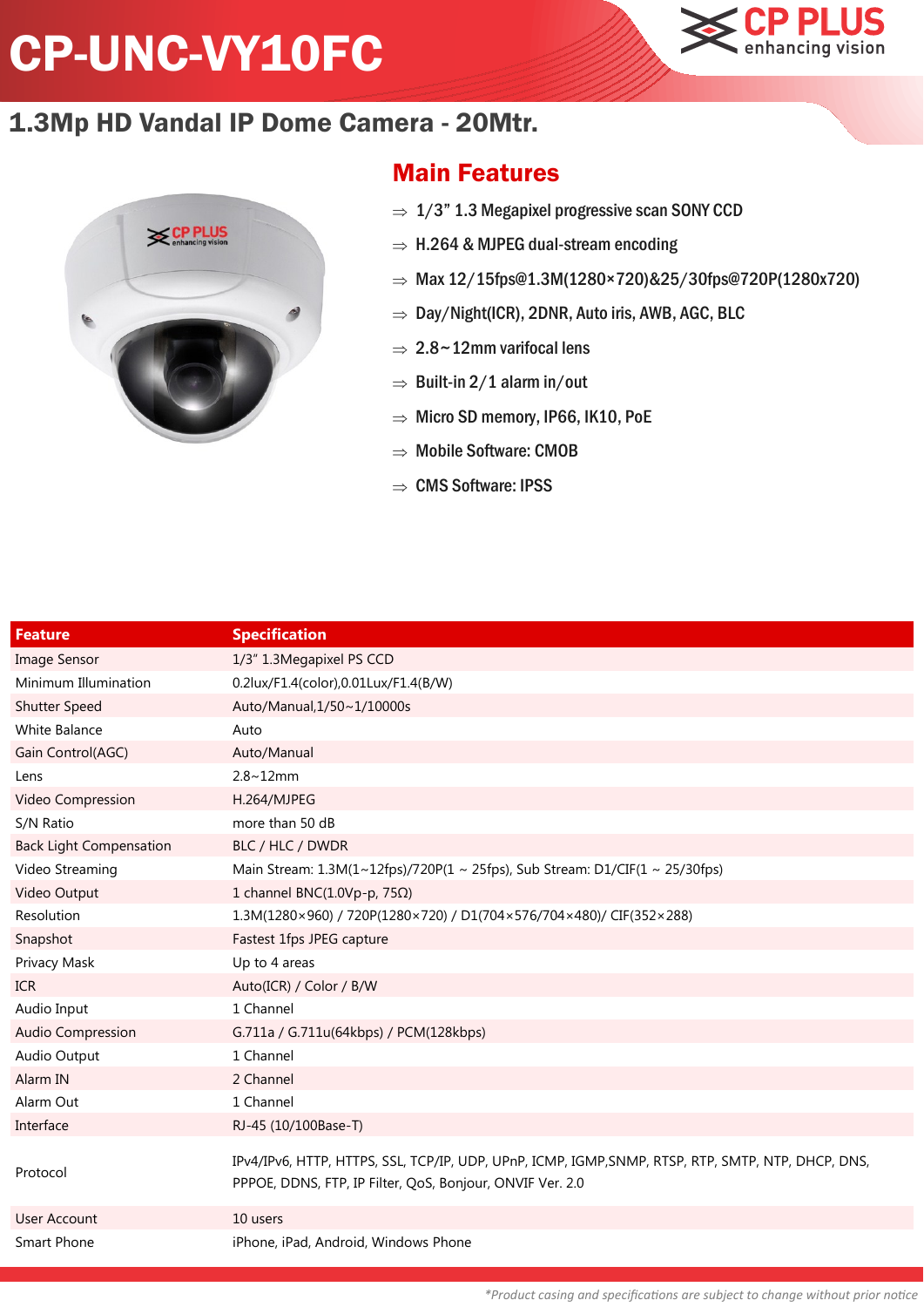# CP-UNC-VY10FC

## 1.3Mp HD Vandal IP Dome Camera - 20Mtr.

## Main Features

- ⇒ 1/3” 1.3 Megapixel progressive scan SONY CCD
- ⇒ H.264 & MJPEG dual-stream encoding
- ⇒ Max 12/15fps@1.3M(1280×720)&25/30fps@720P(1280x720)
- ⇒ Day/Night(ICR), 2DNR, Auto iris, AWB, AGC, BLC
- ⇒ 2.8~12mm varifocal lens
- ⇒ Built-in 2/1 alarm in/out
- ⇒ Micro SD memory, IP66, IK10, PoE
- ⇒ Mobile Software: CMOB
- ⇒ CMS Software: IPSS

| Feature | Specification |
|---|---|
| Image Sensor | 1/3” 1.3Megapixel PS CCD |
| Minimum Illumination | 0.2lux/F1.4(color),0.01Lux/F1.4(B/W) |
| Shutter Speed | Auto/Manual,1/50~1/10000s |
| White Balance | Auto |
| Gain Control(AGC) | Auto/Manual |
| Lens | 2.8~12mm |
| Video Compression | H.264/MJPEG |
| S/N Ratio | more than 50 dB |
| Back Light Compensation | BLC / HLC / DWDR |
| Video Streaming | Main Stream: 1.3M(1~12fps)/720P(1 ~ 25fps), Sub Stream: D1/CIF(1 ~ 25/30fps) |
| Video Output | 1 channel BNC(1.0Vp-p, 75Ω) |
| Resolution | 1.3M(1280×960) / 720P(1280×720) / D1(704×576/704×480)/ CIF(352×288) |
| Snapshot | Fastest 1fps JPEG capture |
| Privacy Mask | Up to 4 areas |
| ICR | Auto(ICR) / Color / B/W |
| Audio Input | 1 Channel |
| Audio Compression | G.711a / G.711u(64kbps) / PCM(128kbps) |
| Audio Output | 1 Channel |
| Alarm IN | 2 Channel |
| Alarm Out | 1 Channel |
| Interface | RJ-45 (10/100Base-T) |
| Protocol | IPv4/IPv6, HTTP, HTTPS, SSL, TCP/IP, UDP, UPnP, ICMP, IGMP,SNMP, RTSP, RTP, SMTP, NTP, DHCP, DNS, PPPOE, DDNS, FTP, IP Filter, QoS, Bonjour, ONVIF Ver. 2.0 |
| User Account | 10 users |
| Smart Phone | iPhone, iPad, Android, Windows Phone |

*\*Product casing and specifications are subject to change without prior notice*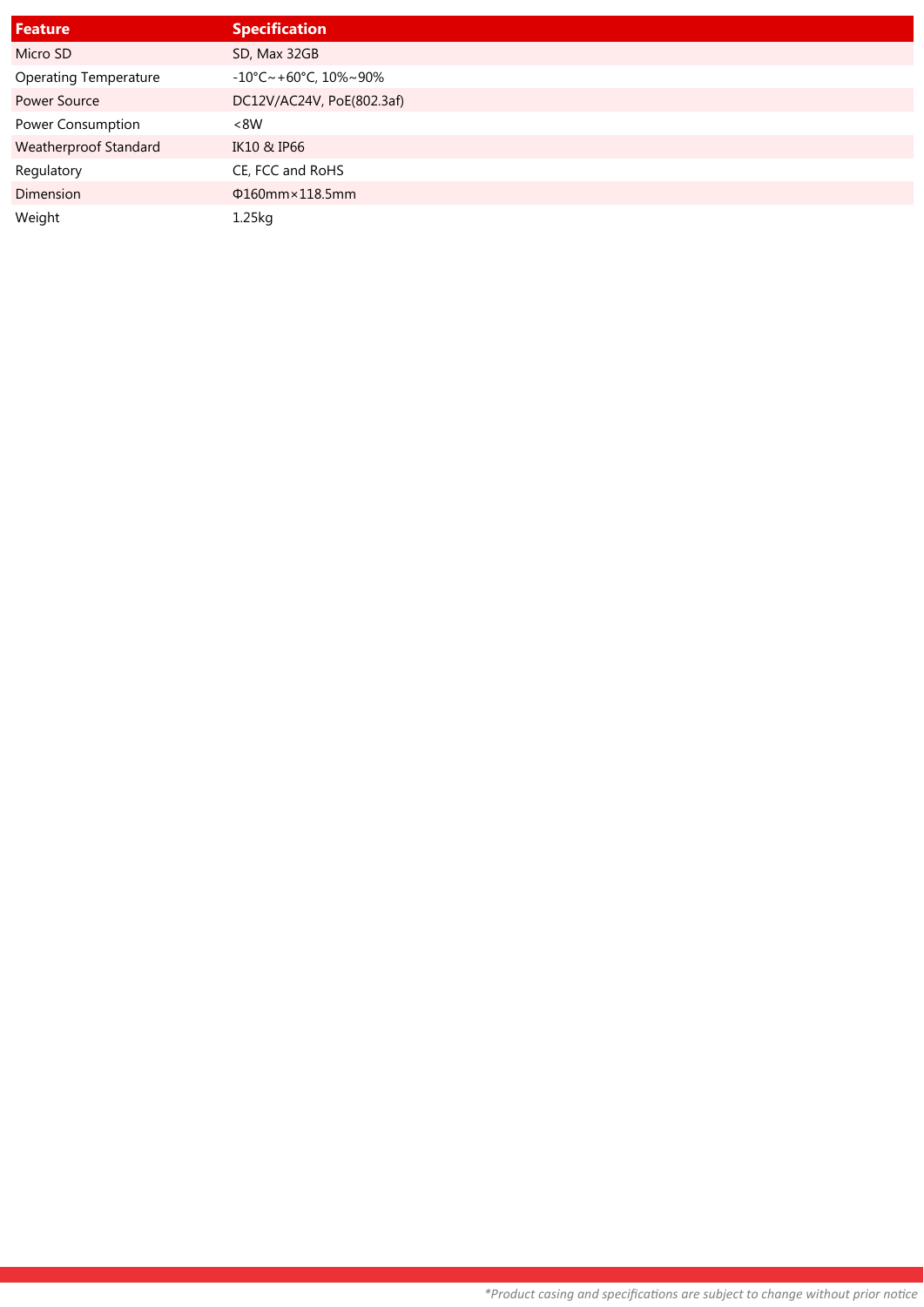| Feature | Specification |
|---|---|
| Micro SD | SD, Max 32GB |
| Operating Temperature | -10°C~+60°C, 10%~90% |
| Power Source | DC12V/AC24V, PoE(802.3af) |
| Power Consumption | <8W |
| Weatherproof Standard | IK10 & IP66 |
| Regulatory | CE, FCC and RoHS |
| Dimension | Φ160mm×118.5mm |
| Weight | 1.25kg |

*Product casing and specifications are subject to change without prior notice*